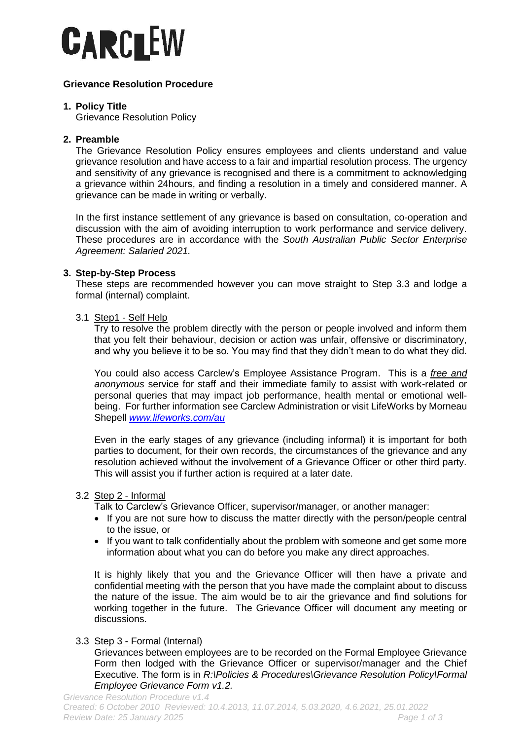# CARCLEW

## Grievance Resolution Procedure

### 1. Policy Title

Grievance Resolution Policy

### 2. Preamble

The Grievance Resolution Policy ensures employees and clients understand and value grievance resolution and have access to a fair and impartial resolution process. The urgency and sensitivity of any grievance is recognised and there is a commitment to acknowledging a grievance within 24hours, and finding a resolution in a timely and considered manner. A grievance can be made in writing or verbally.

In the first instance settlement of any grievance is based on consultation, co-operation and discussion with the aim of avoiding interruption to work performance and service delivery. These procedures are in accordance with the *South Australian Public Sector Enterprise Agreement: Salaried 2021.*

### 3. Step-by-Step Process

These steps are recommended however you can move straight to Step 3.3 and lodge a formal (internal) complaint.

3.1 Step1 - Self Help

Try to resolve the problem directly with the person or people involved and inform them that you felt their behaviour, decision or action was unfair, offensive or discriminatory, and why you believe it to be so. You may find that they didn't mean to do what they did.

You could also access Carclew's Employee Assistance Program. This is a ***free and anonymous*** service for staff and their immediate family to assist with work-related or personal queries that may impact job performance, health mental or emotional well-being. For further information see Carclew Administration or visit LifeWorks by Morneau Shepell *www.lifeworks.com/au*

Even in the early stages of any grievance (including informal) it is important for both parties to document, for their own records, the circumstances of the grievance and any resolution achieved without the involvement of a Grievance Officer or other third party. This will assist you if further action is required at a later date.

3.2 Step 2 - Informal

Talk to Carclew's Grievance Officer, supervisor/manager, or another manager:

- If you are not sure how to discuss the matter directly with the person/people central to the issue, or
- If you want to talk confidentially about the problem with someone and get some more information about what you can do before you make any direct approaches.

It is highly likely that you and the Grievance Officer will then have a private and confidential meeting with the person that you have made the complaint about to discuss the nature of the issue. The aim would be to air the grievance and find solutions for working together in the future. The Grievance Officer will document any meeting or discussions.

3.3 Step 3 - Formal (Internal)

Grievances between employees are to be recorded on the Formal Employee Grievance Form then lodged with the Grievance Officer or supervisor/manager and the Chief Executive. The form is in *R:\Policies & Procedures\Grievance Resolution Policy\Formal Employee Grievance Form v1.2.*

*Grievance Resolution Procedure v1.4*
*Created: 6 October 2010 Reviewed: 10.4.2013, 11.07.2014, 5.03.2020, 4.6.2021, 25.01.2022*
*Review Date: 25 January 2025*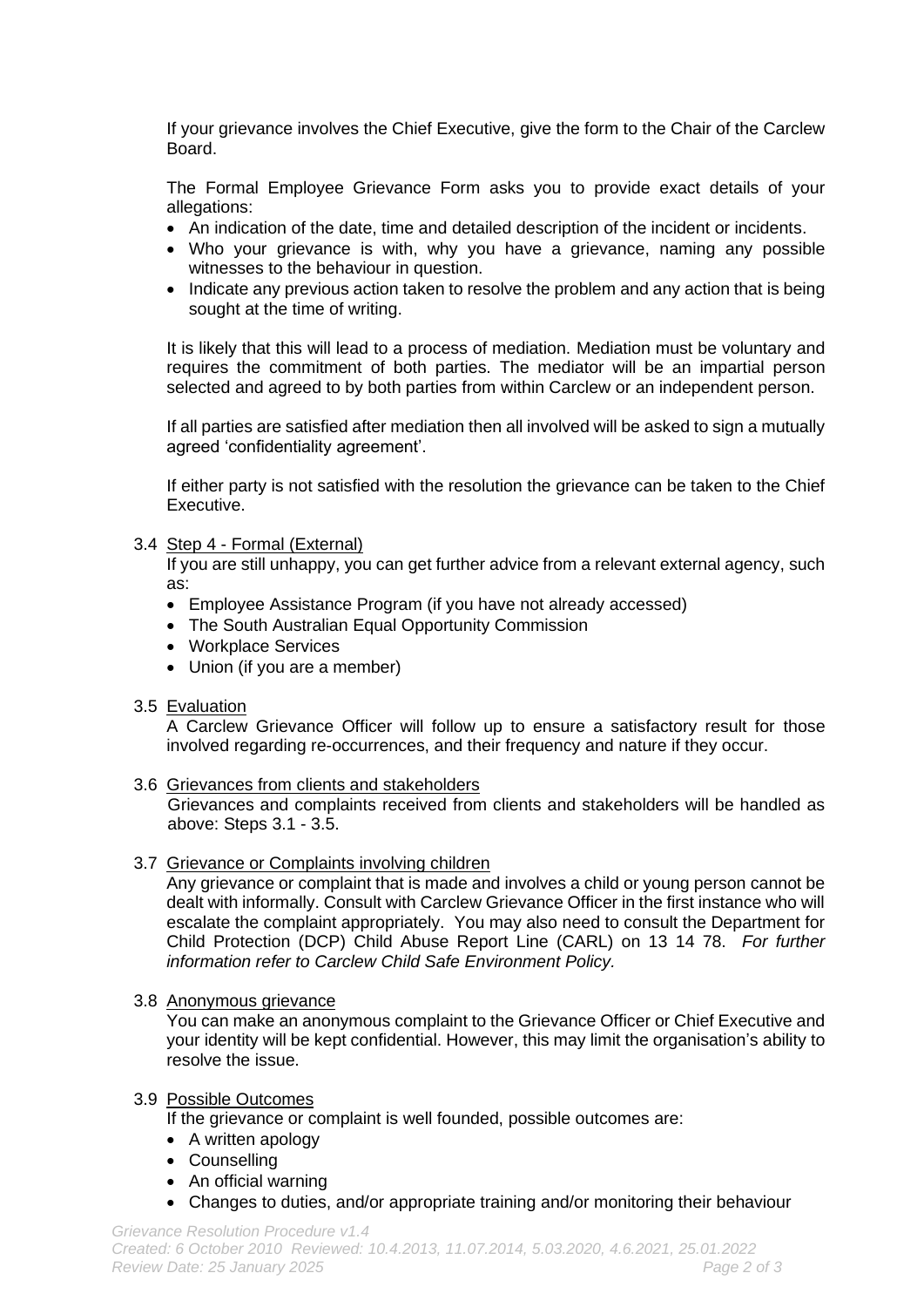If your grievance involves the Chief Executive, give the form to the Chair of the Carclew Board.

The Formal Employee Grievance Form asks you to provide exact details of your allegations:

- An indication of the date, time and detailed description of the incident or incidents.
- Who your grievance is with, why you have a grievance, naming any possible witnesses to the behaviour in question.
- Indicate any previous action taken to resolve the problem and any action that is being sought at the time of writing.

It is likely that this will lead to a process of mediation. Mediation must be voluntary and requires the commitment of both parties. The mediator will be an impartial person selected and agreed to by both parties from within Carclew or an independent person.

If all parties are satisfied after mediation then all involved will be asked to sign a mutually agreed 'confidentiality agreement'.

If either party is not satisfied with the resolution the grievance can be taken to the Chief Executive.

3.4 Step 4 - Formal (External)

If you are still unhappy, you can get further advice from a relevant external agency, such as:

- Employee Assistance Program (if you have not already accessed)
- The South Australian Equal Opportunity Commission
- Workplace Services
- Union (if you are a member)

3.5 Evaluation

A Carclew Grievance Officer will follow up to ensure a satisfactory result for those involved regarding re-occurrences, and their frequency and nature if they occur.

3.6 Grievances from clients and stakeholders

Grievances and complaints received from clients and stakeholders will be handled as above: Steps 3.1 - 3.5.

3.7 Grievance or Complaints involving children

Any grievance or complaint that is made and involves a child or young person cannot be dealt with informally. Consult with Carclew Grievance Officer in the first instance who will escalate the complaint appropriately. You may also need to consult the Department for Child Protection (DCP) Child Abuse Report Line (CARL) on 13 14 78. *For further information refer to Carclew Child Safe Environment Policy.*

3.8 Anonymous grievance

You can make an anonymous complaint to the Grievance Officer or Chief Executive and your identity will be kept confidential. However, this may limit the organisation's ability to resolve the issue.

3.9 Possible Outcomes

If the grievance or complaint is well founded, possible outcomes are:

- A written apology
- Counselling
- An official warning
- Changes to duties, and/or appropriate training and/or monitoring their behaviour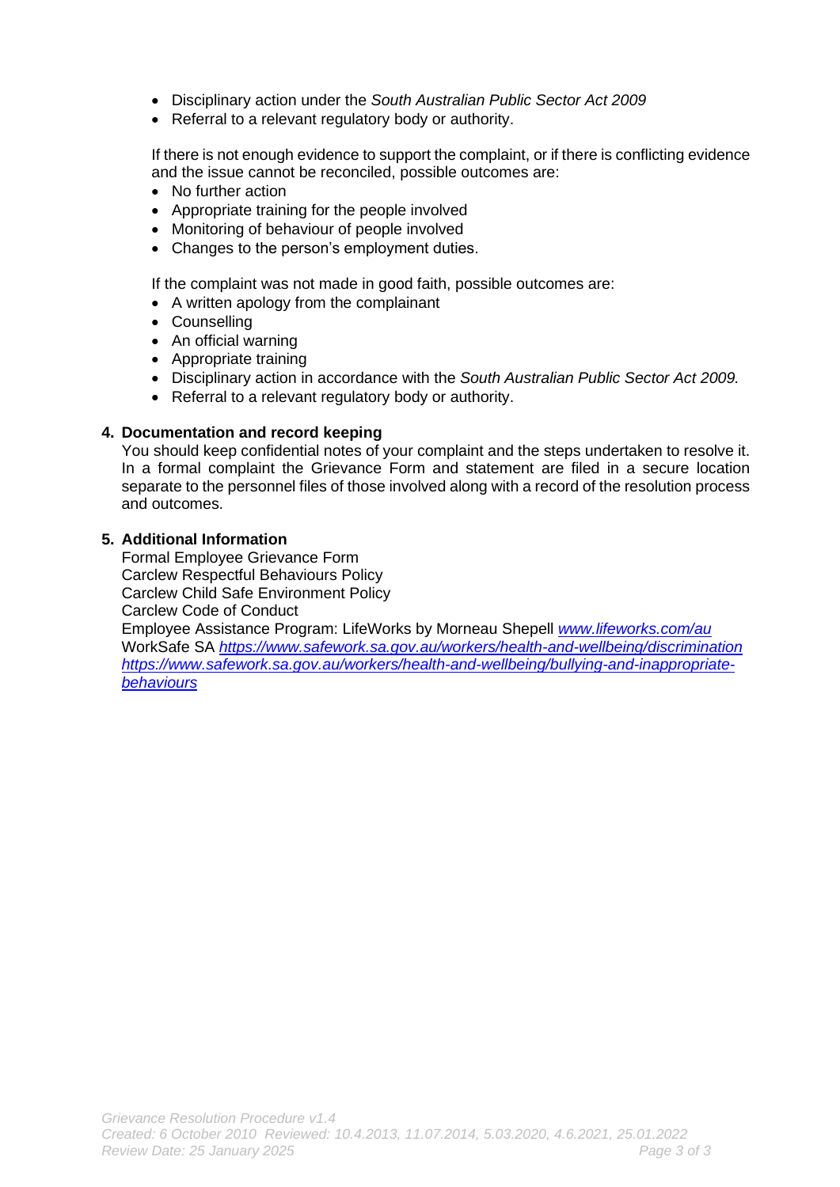- Disciplinary action under the *South Australian Public Sector Act 2009*
- Referral to a relevant regulatory body or authority.

If there is not enough evidence to support the complaint, or if there is conflicting evidence and the issue cannot be reconciled, possible outcomes are:

- No further action
- Appropriate training for the people involved
- Monitoring of behaviour of people involved
- Changes to the person's employment duties.

If the complaint was not made in good faith, possible outcomes are:

- A written apology from the complainant
- Counselling
- An official warning
- Appropriate training
- Disciplinary action in accordance with the *South Australian Public Sector Act 2009.*
- Referral to a relevant regulatory body or authority.

## 4. Documentation and record keeping

You should keep confidential notes of your complaint and the steps undertaken to resolve it. In a formal complaint the Grievance Form and statement are filed in a secure location separate to the personnel files of those involved along with a record of the resolution process and outcomes.

## 5. Additional Information

Formal Employee Grievance Form
Carclew Respectful Behaviours Policy
Carclew Child Safe Environment Policy
Carclew Code of Conduct
Employee Assistance Program: LifeWorks by Morneau Shepell *www.lifeworks.com/au*
WorkSafe SA *https://www.safework.sa.gov.au/workers/health-and-wellbeing/discrimination*
*https://www.safework.sa.gov.au/workers/health-and-wellbeing/bullying-and-inappropriate-behaviours*

*Grievance Resolution Procedure v1.4*
*Created: 6 October 2010 Reviewed: 10.4.2013, 11.07.2014, 5.03.2020, 4.6.2021, 25.01.2022*
*Review Date: 25 January 2025*